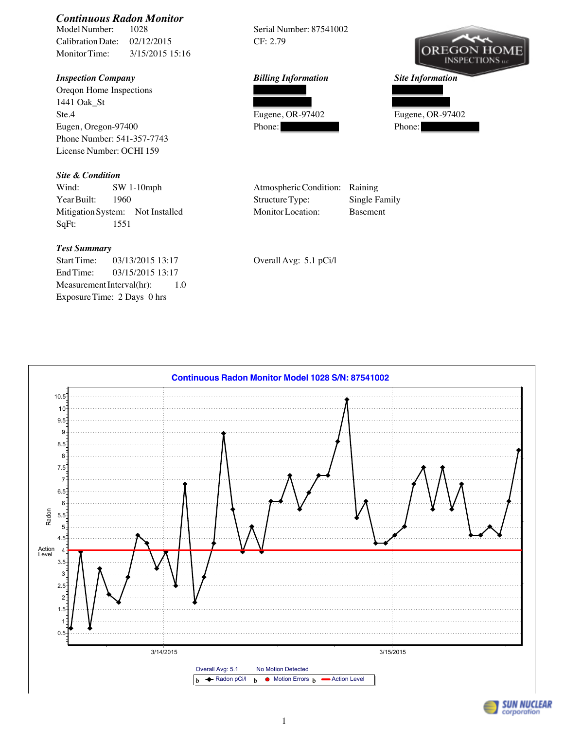## *Continuous Radon Monitor*

Model Number: 1028

Calibration Date: 02/12/2015

Monitor Time: 3/15/2015 15:16

Serial Number: 87541002

CF: 2.79

OREGON HOME INSPECTIONS LLC

### *Inspection Company*

Oreqon Home Inspections
1441 Oak_St
Ste.4
Eugen, Oregon-97400
Phone Number: 541-357-7743
License Number: OCHI 159

### *Billing Information*

Eugene, OR-97402
Phone:

### *Site Information*

Eugene, OR-97402
Phone:

### *Site & Condition*

| | | | |
|---|---|---|---|
| Wind: | SW 1-10mph | Atmospheric Condition: | Raining |
| Year Built: | 1960 | Structure Type: | Single Family |
| Mitigation System: | Not Installed | Monitor Location: | Basement |
| SqFt: | 1551 | | |

### *Test Summary*

Start Time: 03/13/2015 13:17

End Time: 03/15/2015 13:17

Measurement Interval(hr): 1.0

Exposure Time: 2 Days 0 hrs

Overall Avg: 5.1 pCi/l

**Continuous Radon Monitor Model 1028 S/N: 87541002**

Overall Avg: 5.1 — No Motion Detected

Legend: Radon pCi/l, Motion Errors, Action Level

SUN NUCLEAR corporation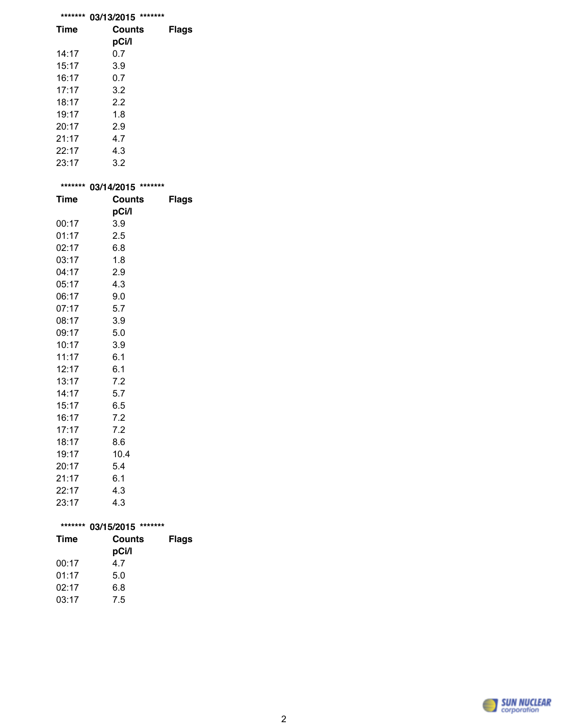******* 03/13/2015 *******

| Time | Counts pCi/l | Flags |
| --- | --- | --- |
| 14:17 | 0.7 | |
| 15:17 | 3.9 | |
| 16:17 | 0.7 | |
| 17:17 | 3.2 | |
| 18:17 | 2.2 | |
| 19:17 | 1.8 | |
| 20:17 | 2.9 | |
| 21:17 | 4.7 | |
| 22:17 | 4.3 | |
| 23:17 | 3.2 | |

******* 03/14/2015 *******

| Time | Counts pCi/l | Flags |
| --- | --- | --- |
| 00:17 | 3.9 | |
| 01:17 | 2.5 | |
| 02:17 | 6.8 | |
| 03:17 | 1.8 | |
| 04:17 | 2.9 | |
| 05:17 | 4.3 | |
| 06:17 | 9.0 | |
| 07:17 | 5.7 | |
| 08:17 | 3.9 | |
| 09:17 | 5.0 | |
| 10:17 | 3.9 | |
| 11:17 | 6.1 | |
| 12:17 | 6.1 | |
| 13:17 | 7.2 | |
| 14:17 | 5.7 | |
| 15:17 | 6.5 | |
| 16:17 | 7.2 | |
| 17:17 | 7.2 | |
| 18:17 | 8.6 | |
| 19:17 | 10.4 | |
| 20:17 | 5.4 | |
| 21:17 | 6.1 | |
| 22:17 | 4.3 | |
| 23:17 | 4.3 | |

******* 03/15/2015 *******

| Time | Counts pCi/l | Flags |
| --- | --- | --- |
| 00:17 | 4.7 | |
| 01:17 | 5.0 | |
| 02:17 | 6.8 | |
| 03:17 | 7.5 | |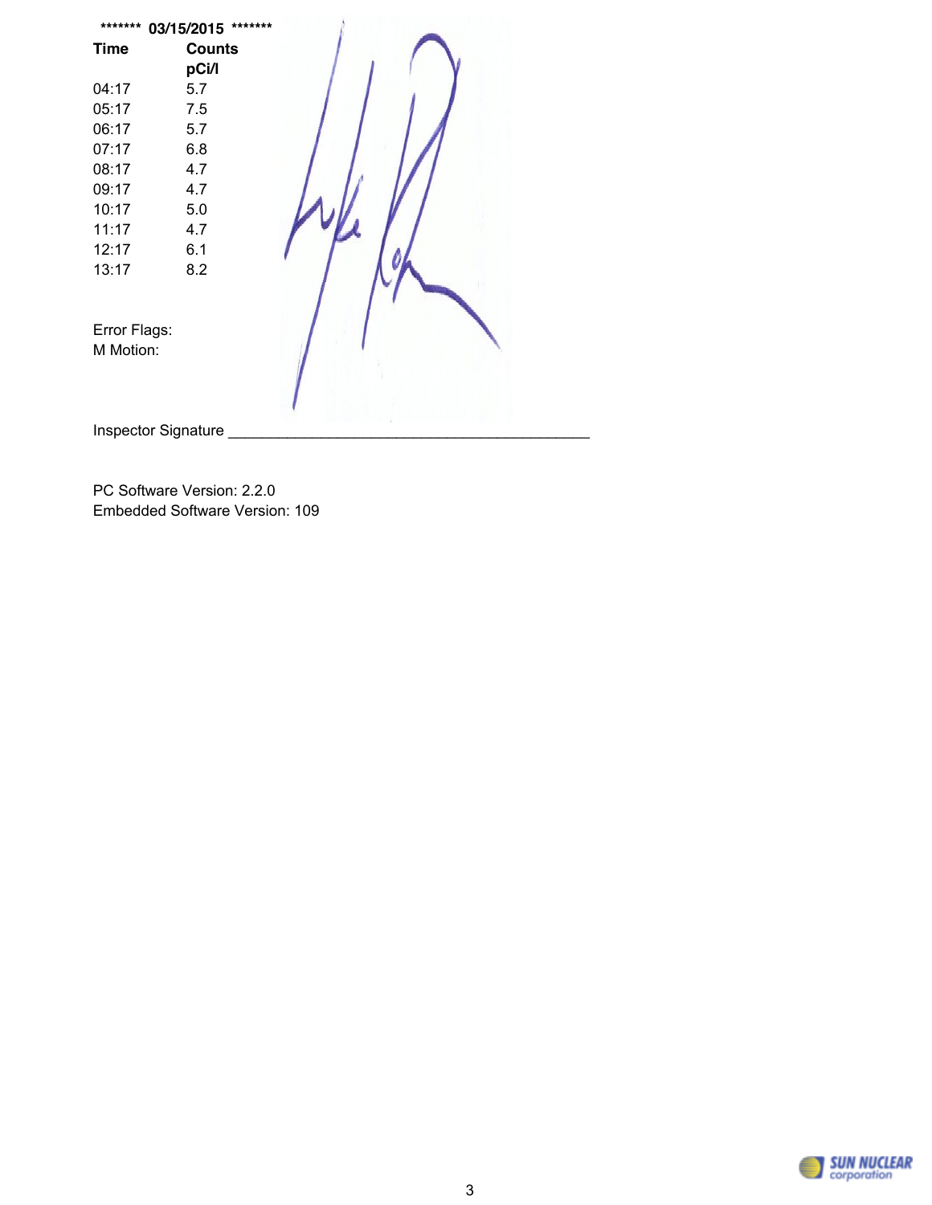******* 03/15/2015 *******

| Time | Counts pCi/l |
|---|---|
| 04:17 | 5.7 |
| 05:17 | 7.5 |
| 06:17 | 5.7 |
| 07:17 | 6.8 |
| 08:17 | 4.7 |
| 09:17 | 4.7 |
| 10:17 | 5.0 |
| 11:17 | 4.7 |
| 12:17 | 6.1 |
| 13:17 | 8.2 |

Error Flags:
M Motion:

Inspector Signature ___________________________________________

PC Software Version: 2.2.0
Embedded Software Version: 109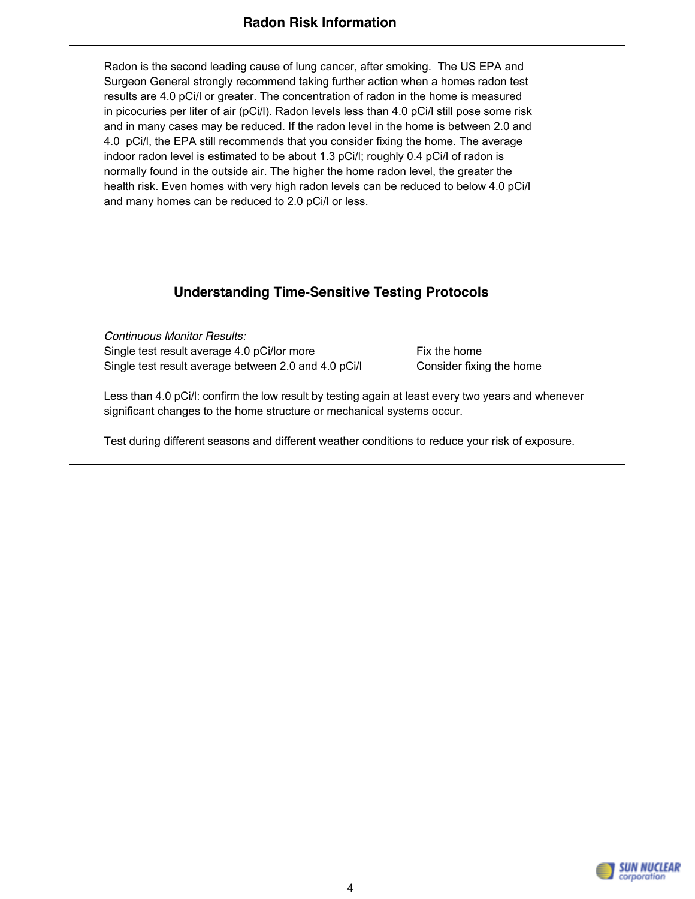## Radon Risk Information

Radon is the second leading cause of lung cancer, after smoking. The US EPA and Surgeon General strongly recommend taking further action when a homes radon test results are 4.0 pCi/l or greater. The concentration of radon in the home is measured in picocuries per liter of air (pCi/l). Radon levels less than 4.0 pCi/l still pose some risk and in many cases may be reduced. If the radon level in the home is between 2.0 and 4.0 pCi/l, the EPA still recommends that you consider fixing the home. The average indoor radon level is estimated to be about 1.3 pCi/l; roughly 0.4 pCi/l of radon is normally found in the outside air. The higher the home radon level, the greater the health risk. Even homes with very high radon levels can be reduced to below 4.0 pCi/l and many homes can be reduced to 2.0 pCi/l or less.

## Understanding Time-Sensitive Testing Protocols

*Continuous Monitor Results:*

| | |
|---|---|
| Single test result average 4.0 pCi/lor more | Fix the home |
| Single test result average between 2.0 and 4.0 pCi/l | Consider fixing the home |

Less than 4.0 pCi/l: confirm the low result by testing again at least every two years and whenever significant changes to the home structure or mechanical systems occur.

Test during different seasons and different weather conditions to reduce your risk of exposure.